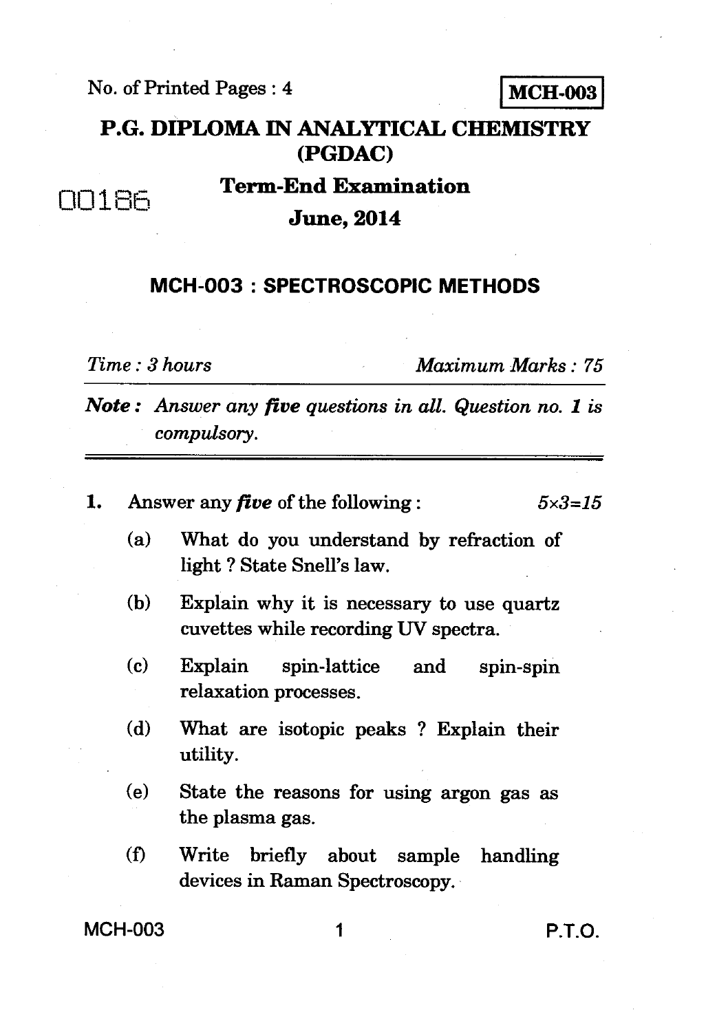No. of Printed Pages : 4

**MCH-003**

# P.G. DIPLOMA IN ANALYTICAL CHEMISTRY (PGDAC)

00186

## Term-End Examination

## June, 2014

### MCH-003 : SPECTROSCOPIC METHODS

*Time : 3 hours* *Maximum Marks : 75*

***Note :*** *Answer any **five** questions in all. Question no. **1** is compulsory.*

---

**1.** Answer any ***five*** of the following : *5×3=15*

(a) What do you understand by refraction of light ? State Snell's law.

(b) Explain why it is necessary to use quartz cuvettes while recording UV spectra.

(c) Explain spin-lattice and spin-spin relaxation processes.

(d) What are isotopic peaks ? Explain their utility.

(e) State the reasons for using argon gas as the plasma gas.

(f) Write briefly about sample handling devices in Raman Spectroscopy.

MCH-003 P.T.O.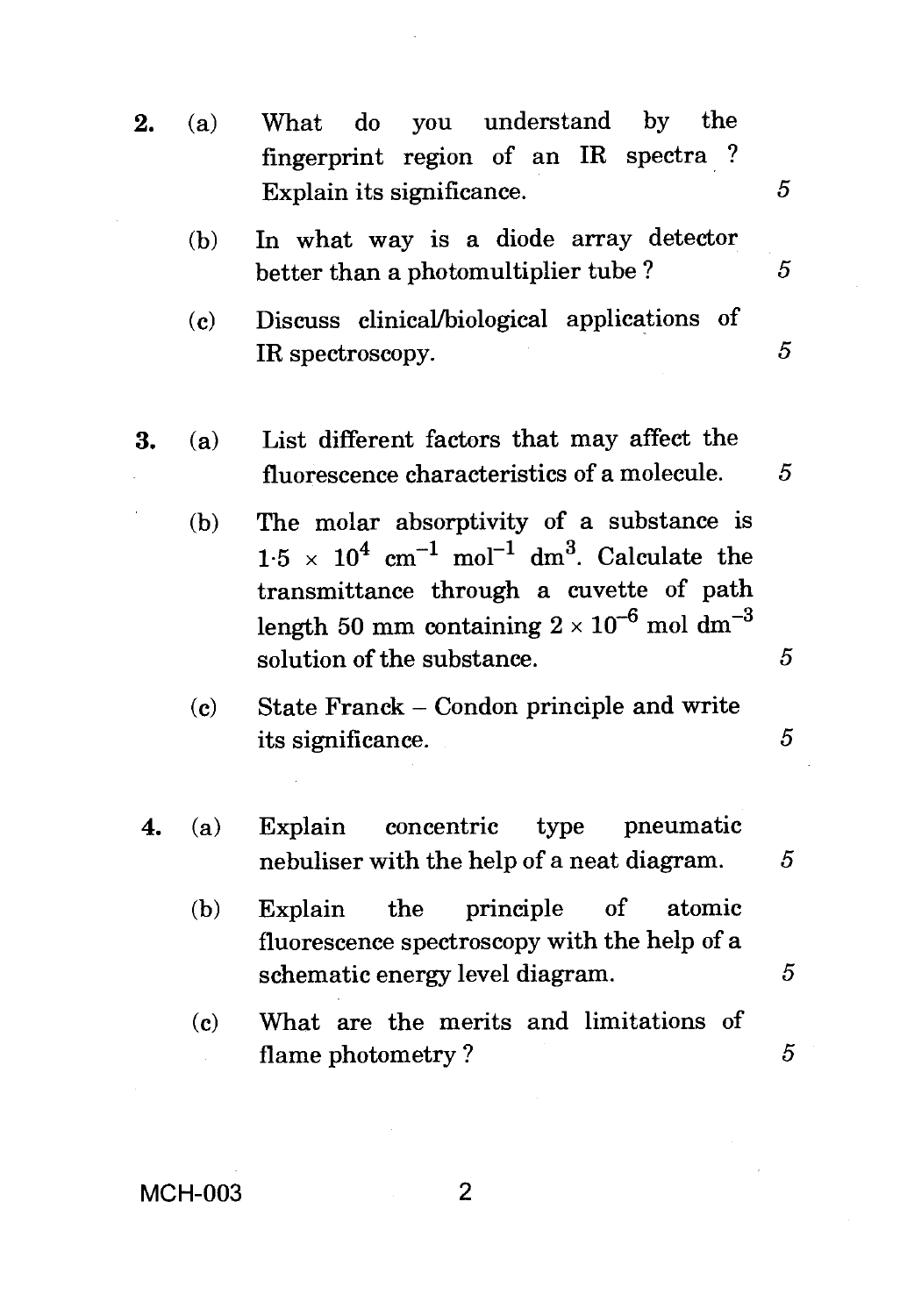2. (a) What do you understand by the fingerprint region of an IR spectra ? Explain its significance. 5

   (b) In what way is a diode array detector better than a photomultiplier tube ? 5

   (c) Discuss clinical/biological applications of IR spectroscopy. 5

3. (a) List different factors that may affect the fluorescence characteristics of a molecule. 5

   (b) The molar absorptivity of a substance is $1{\cdot}5 \times 10^{4}$ $cm^{-1}$ $mol^{-1}$ $dm^{3}$. Calculate the transmittance through a cuvette of path length 50 mm containing $2 \times 10^{-6}$ mol $dm^{-3}$ solution of the substance. 5

   (c) State Franck – Condon principle and write its significance. 5

4. (a) Explain concentric type pneumatic nebuliser with the help of a neat diagram. 5

   (b) Explain the principle of atomic fluorescence spectroscopy with the help of a schematic energy level diagram. 5

   (c) What are the merits and limitations of flame photometry ? 5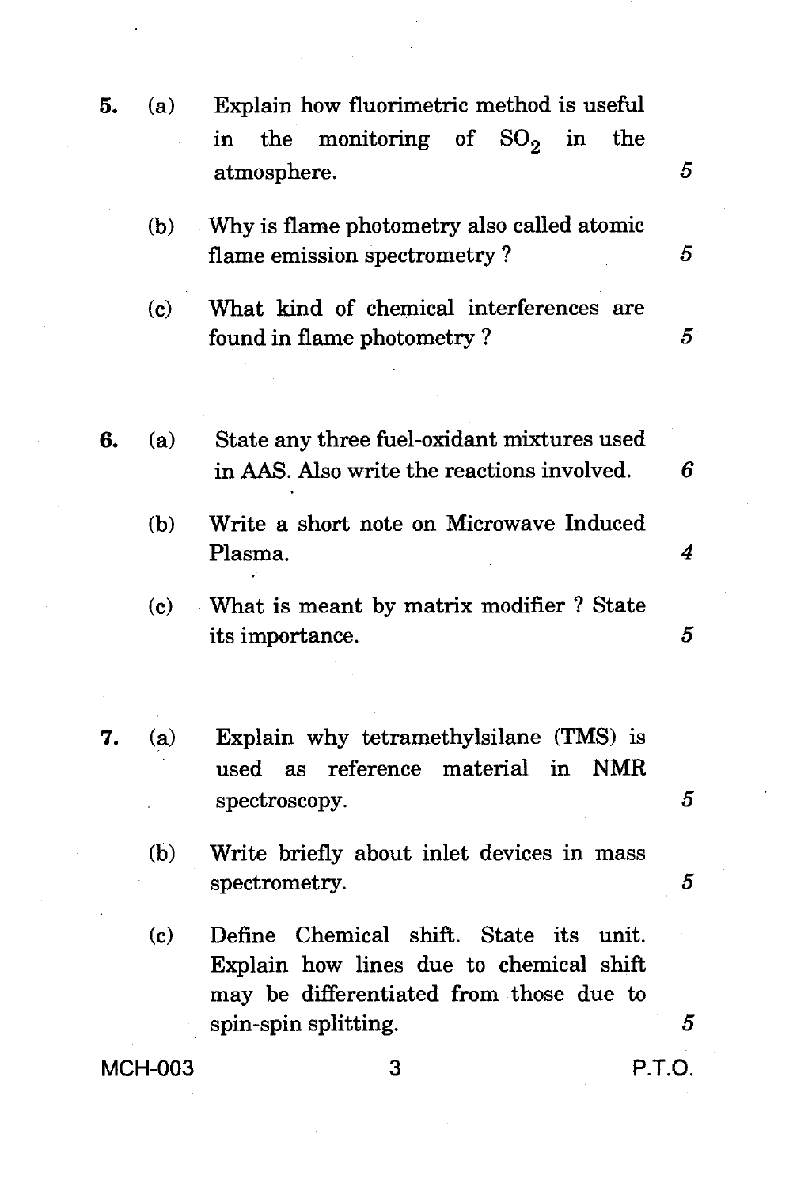5. (a) Explain how fluorimetric method is useful in the monitoring of $SO_2$ in the atmosphere. 5

   (b) Why is flame photometry also called atomic flame emission spectrometry ? 5

   (c) What kind of chemical interferences are found in flame photometry ? 5

6. (a) State any three fuel-oxidant mixtures used in AAS. Also write the reactions involved. 6

   (b) Write a short note on Microwave Induced Plasma. 4

   (c) What is meant by matrix modifier ? State its importance. 5

7. (a) Explain why tetramethylsilane (TMS) is used as reference material in NMR spectroscopy. 5

   (b) Write briefly about inlet devices in mass spectrometry. 5

   (c) Define Chemical shift. State its unit. Explain how lines due to chemical shift may be differentiated from those due to spin-spin splitting. 5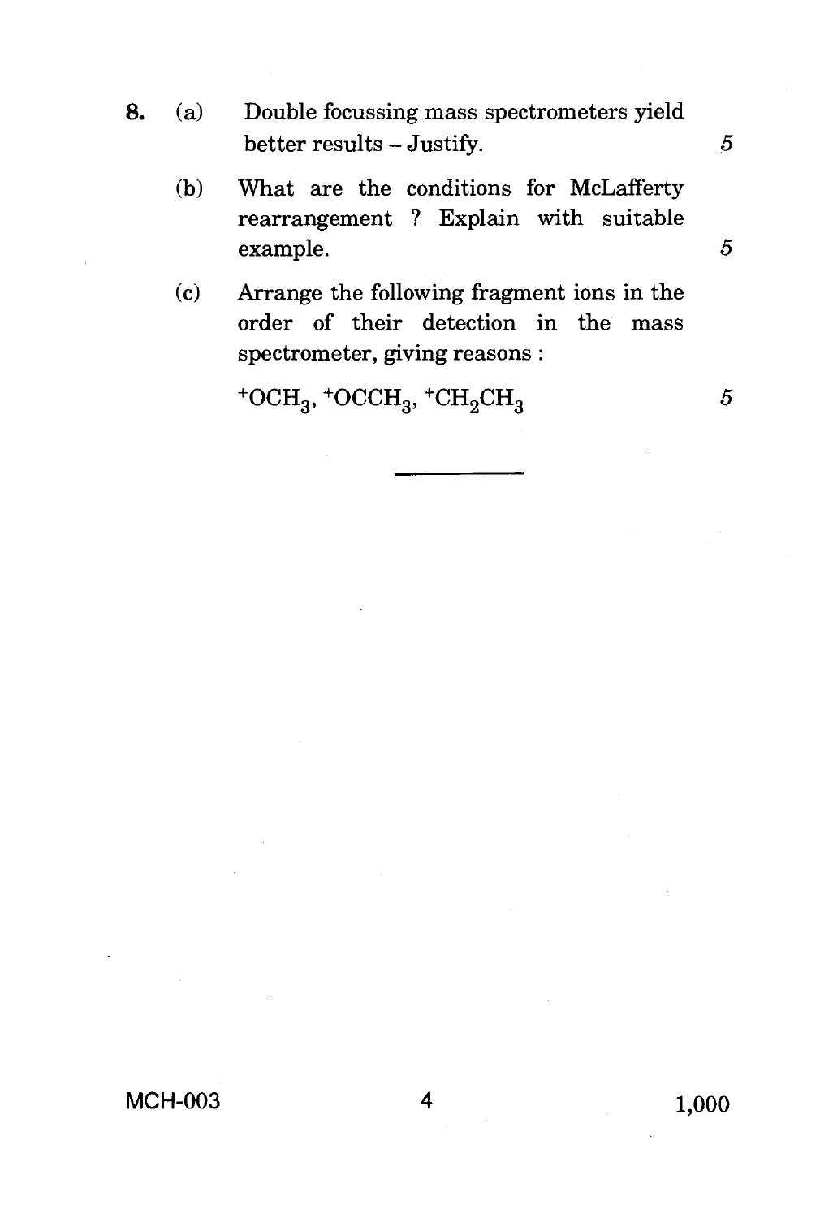8. (a) Double focussing mass spectrometers yield better results – Justify. 5

   (b) What are the conditions for McLafferty rearrangement ? Explain with suitable example. 5

   (c) Arrange the following fragment ions in the order of their detection in the mass spectrometer, giving reasons :

   $^{+}OCH_3$, $^{+}OCCH_3$, $^{+}CH_2CH_3$ 5

MCH-003 1,000